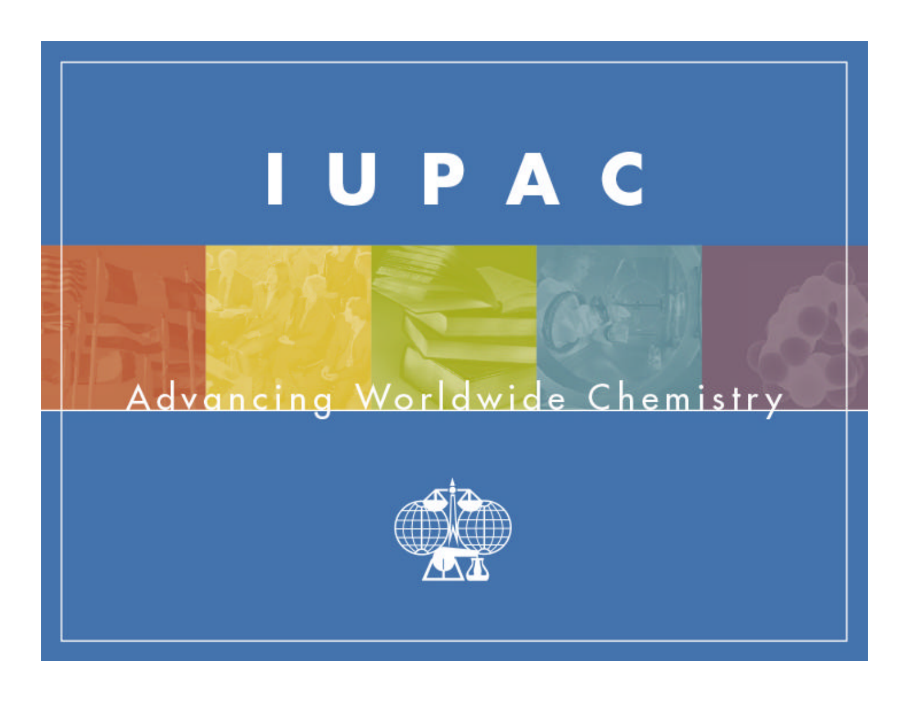# IUPAC

Advancing Worldwide Chemistry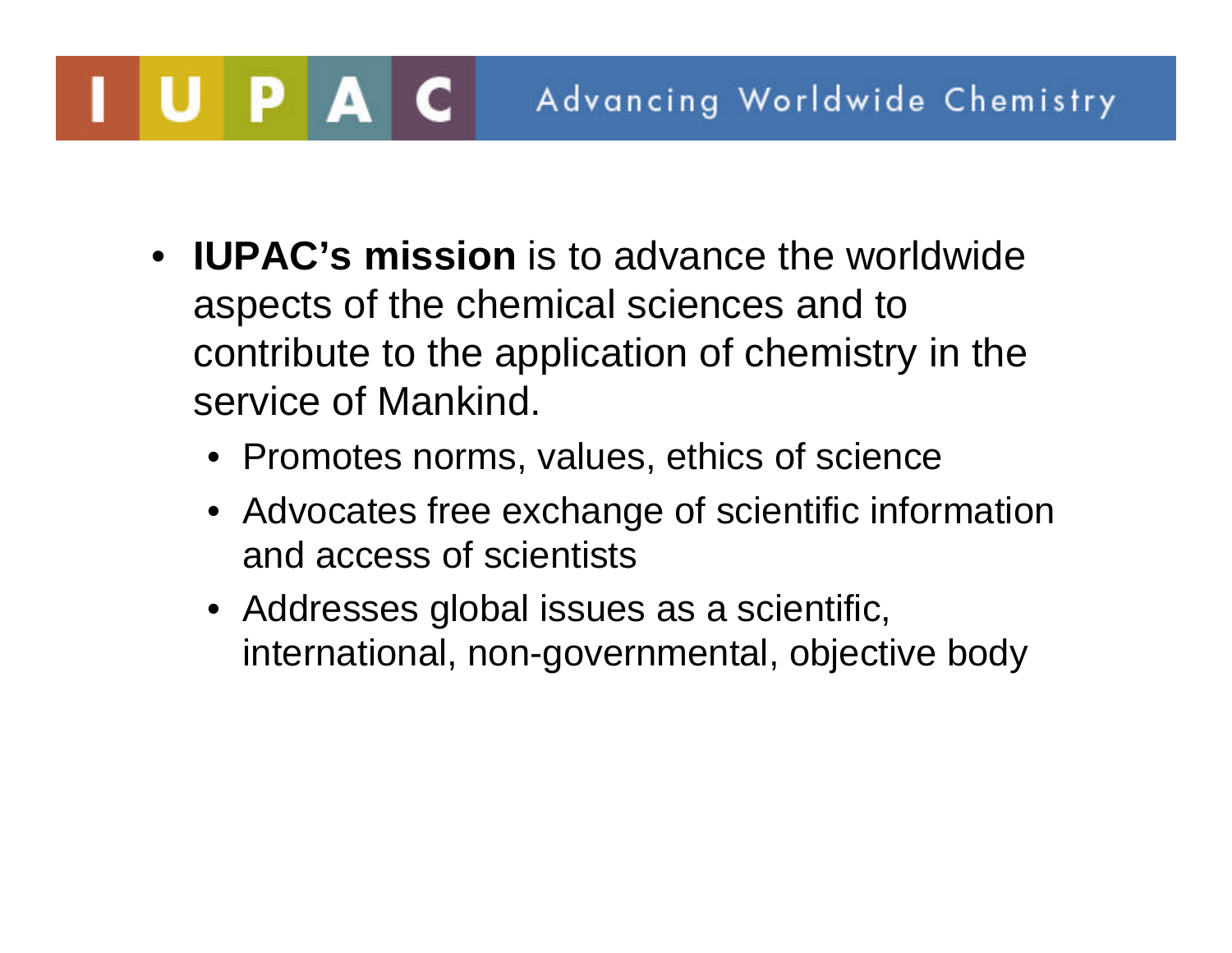- **IUPAC's mission** is to advance the worldwide aspects of the chemical sciences and to contribute to the application of chemistry in the service of Mankind.
  - Promotes norms, values, ethics of science
  - Advocates free exchange of scientific information and access of scientists
  - Addresses global issues as a scientific, international, non-governmental, objective body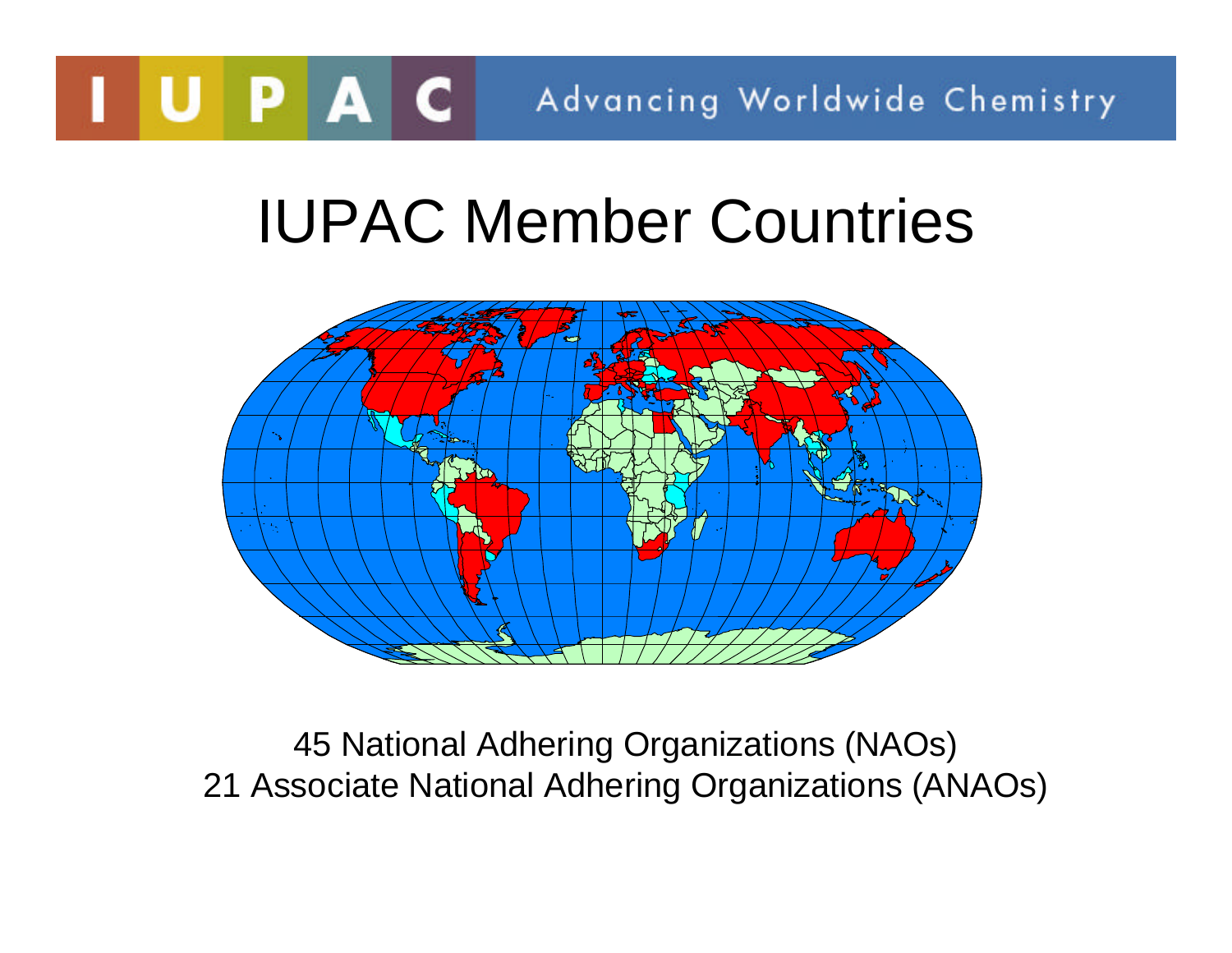# IUPAC Member Countries

45 National Adhering Organizations (NAOs)
21 Associate National Adhering Organizations (ANAOs)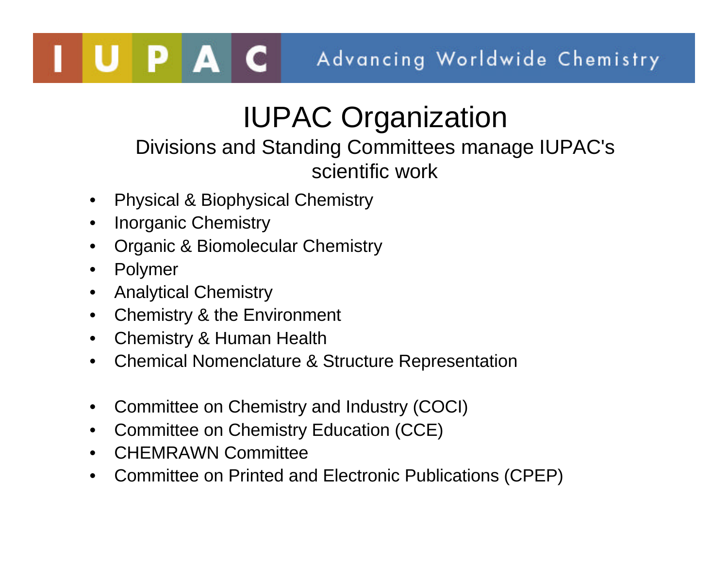# IUPAC Organization

Divisions and Standing Committees manage IUPAC's scientific work

- Physical & Biophysical Chemistry
- Inorganic Chemistry
- Organic & Biomolecular Chemistry
- Polymer
- Analytical Chemistry
- Chemistry & the Environment
- Chemistry & Human Health
- Chemical Nomenclature & Structure Representation

- Committee on Chemistry and Industry (COCI)
- Committee on Chemistry Education (CCE)
- CHEMRAWN Committee
- Committee on Printed and Electronic Publications (CPEP)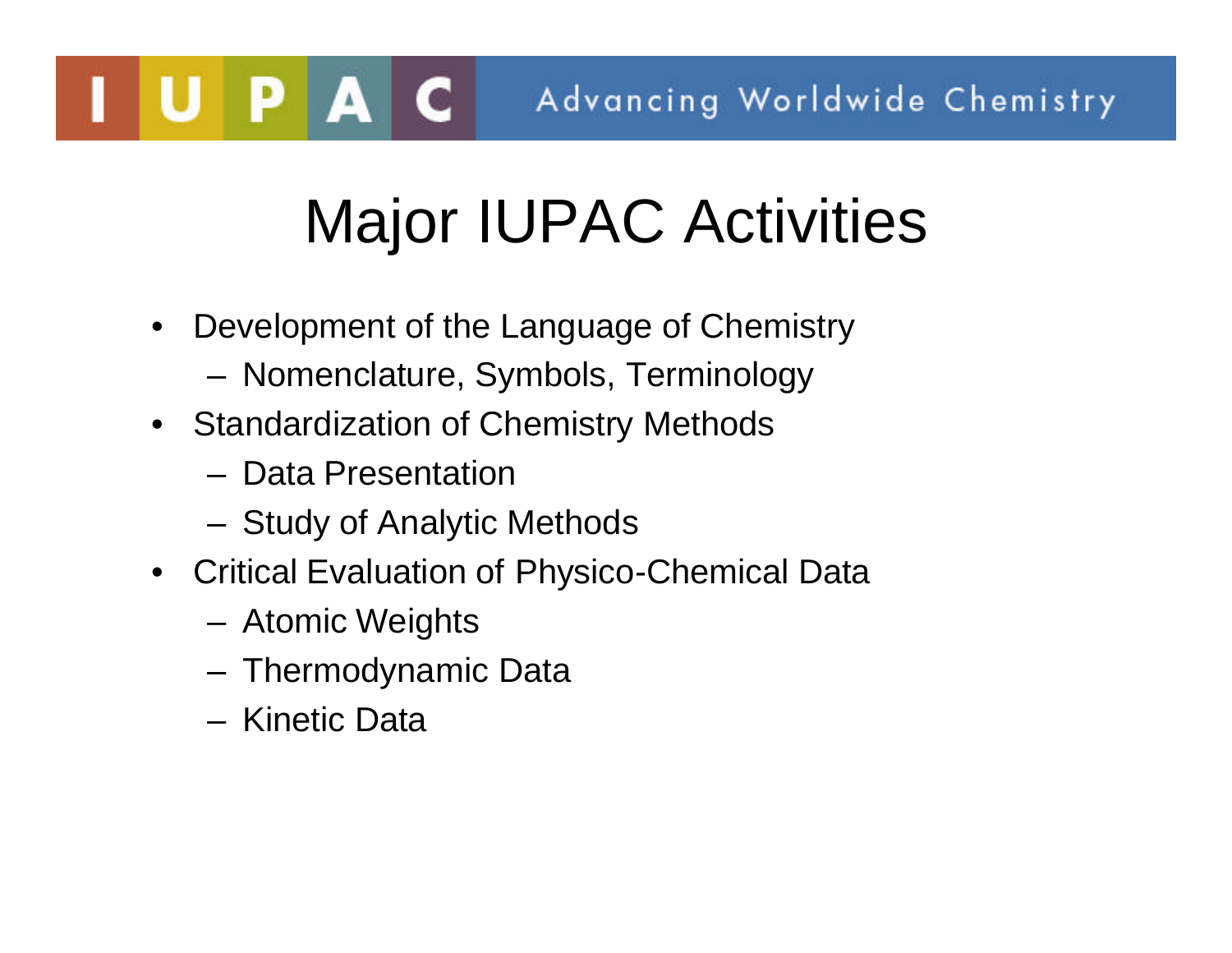IUPAC Advancing Worldwide Chemistry

# Major IUPAC Activities

- Development of the Language of Chemistry
  - Nomenclature, Symbols, Terminology
- Standardization of Chemistry Methods
  - Data Presentation
  - Study of Analytic Methods
- Critical Evaluation of Physico-Chemical Data
  - Atomic Weights
  - Thermodynamic Data
  - Kinetic Data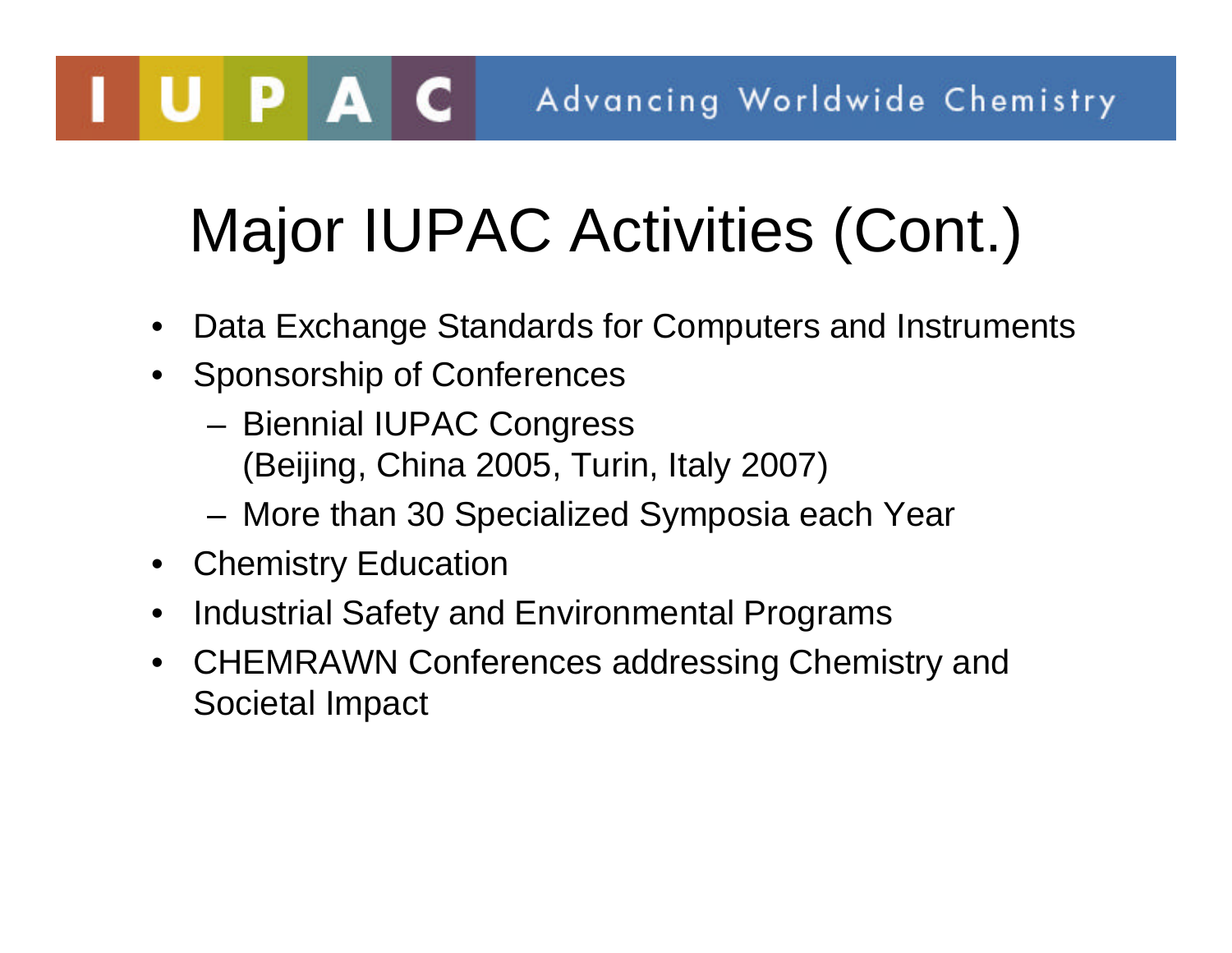# Major IUPAC Activities (Cont.)

- Data Exchange Standards for Computers and Instruments
- Sponsorship of Conferences
  - Biennial IUPAC Congress (Beijing, China 2005, Turin, Italy 2007)
  - More than 30 Specialized Symposia each Year
- Chemistry Education
- Industrial Safety and Environmental Programs
- CHEMRAWN Conferences addressing Chemistry and Societal Impact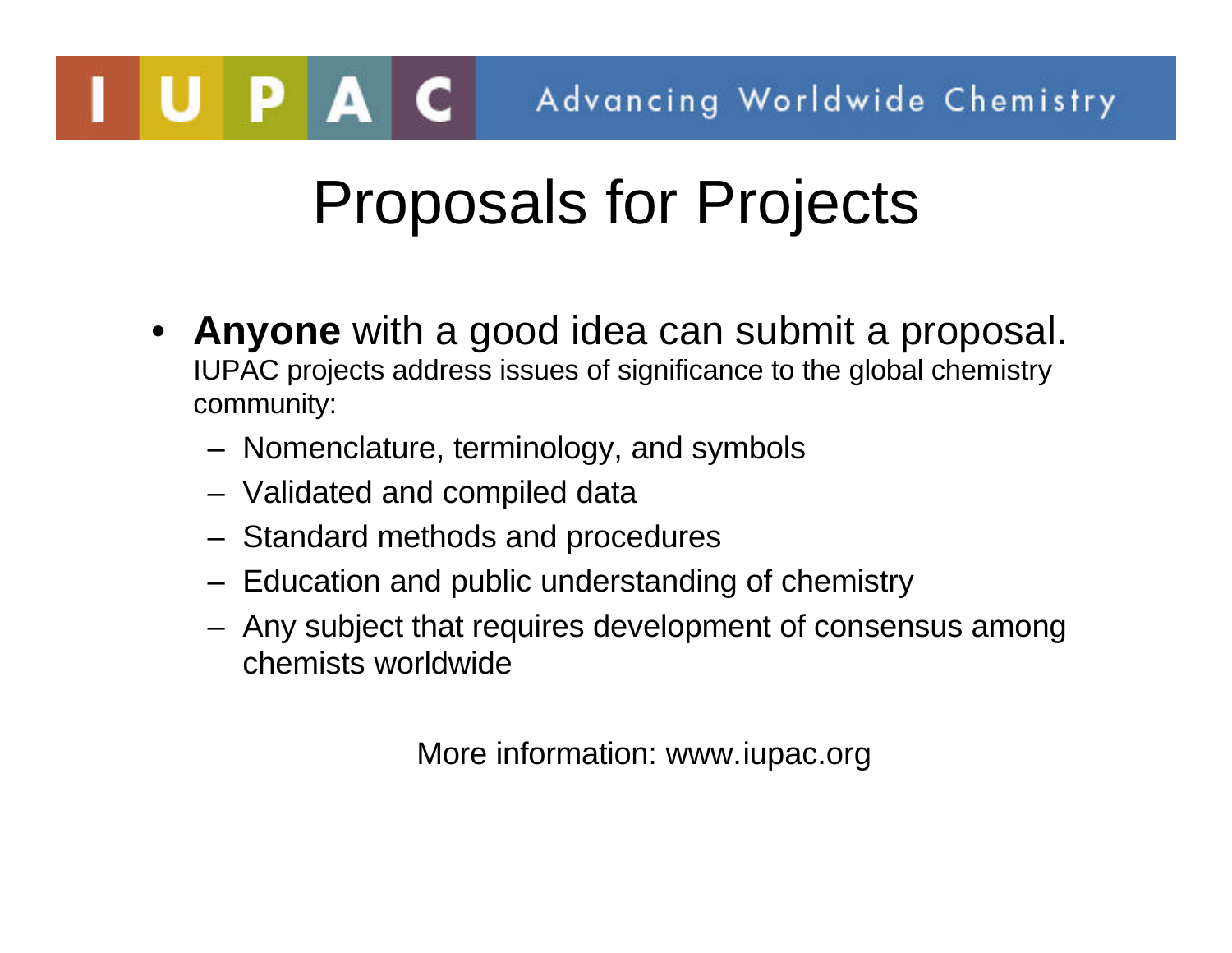# Proposals for Projects

- **Anyone** with a good idea can submit a proposal.
  IUPAC projects address issues of significance to the global chemistry community:
  - Nomenclature, terminology, and symbols
  - Validated and compiled data
  - Standard methods and procedures
  - Education and public understanding of chemistry
  - Any subject that requires development of consensus among chemists worldwide

More information: www.iupac.org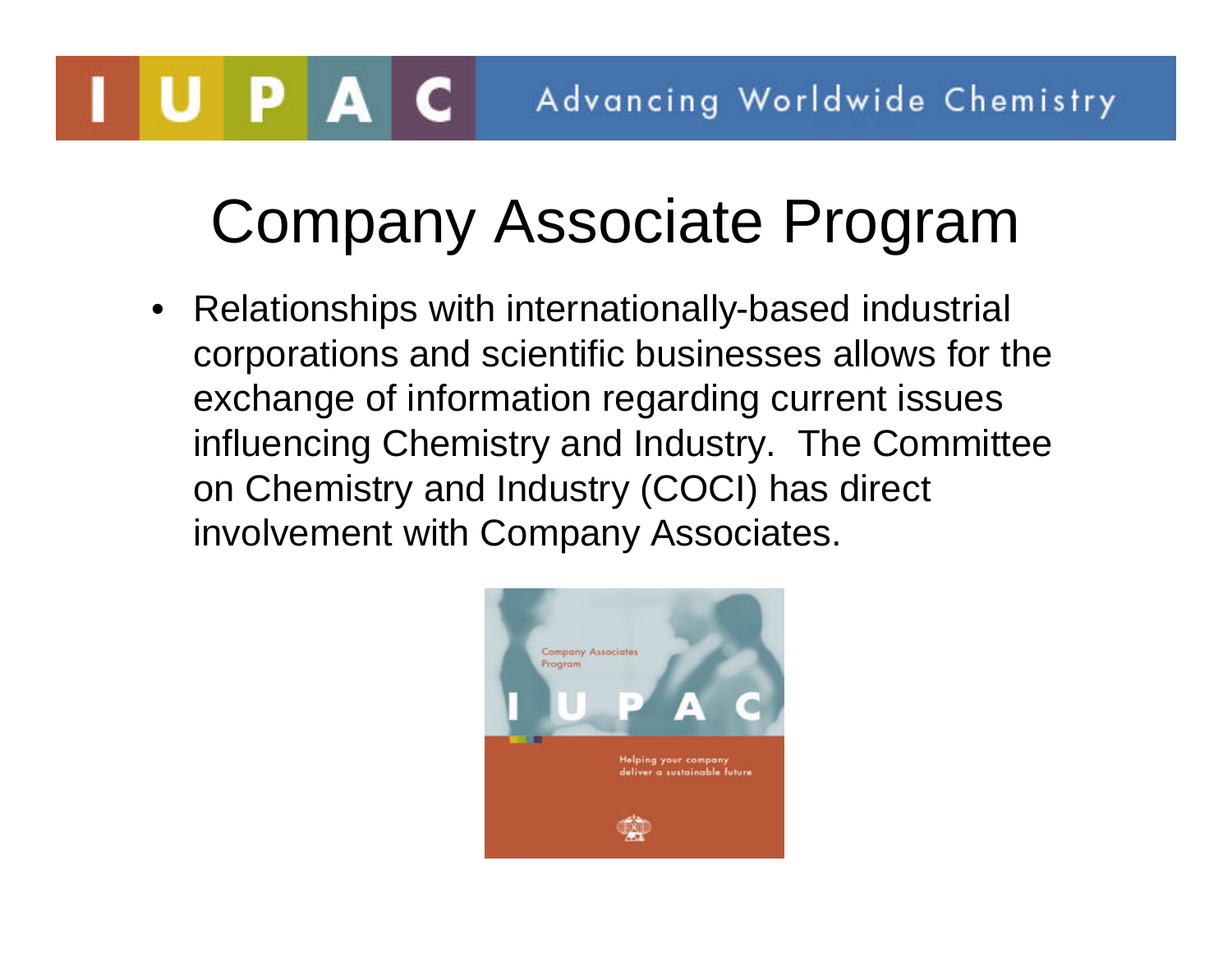# Company Associate Program

- Relationships with internationally-based industrial corporations and scientific businesses allows for the exchange of information regarding current issues influencing Chemistry and Industry. The Committee on Chemistry and Industry (COCI) has direct involvement with Company Associates.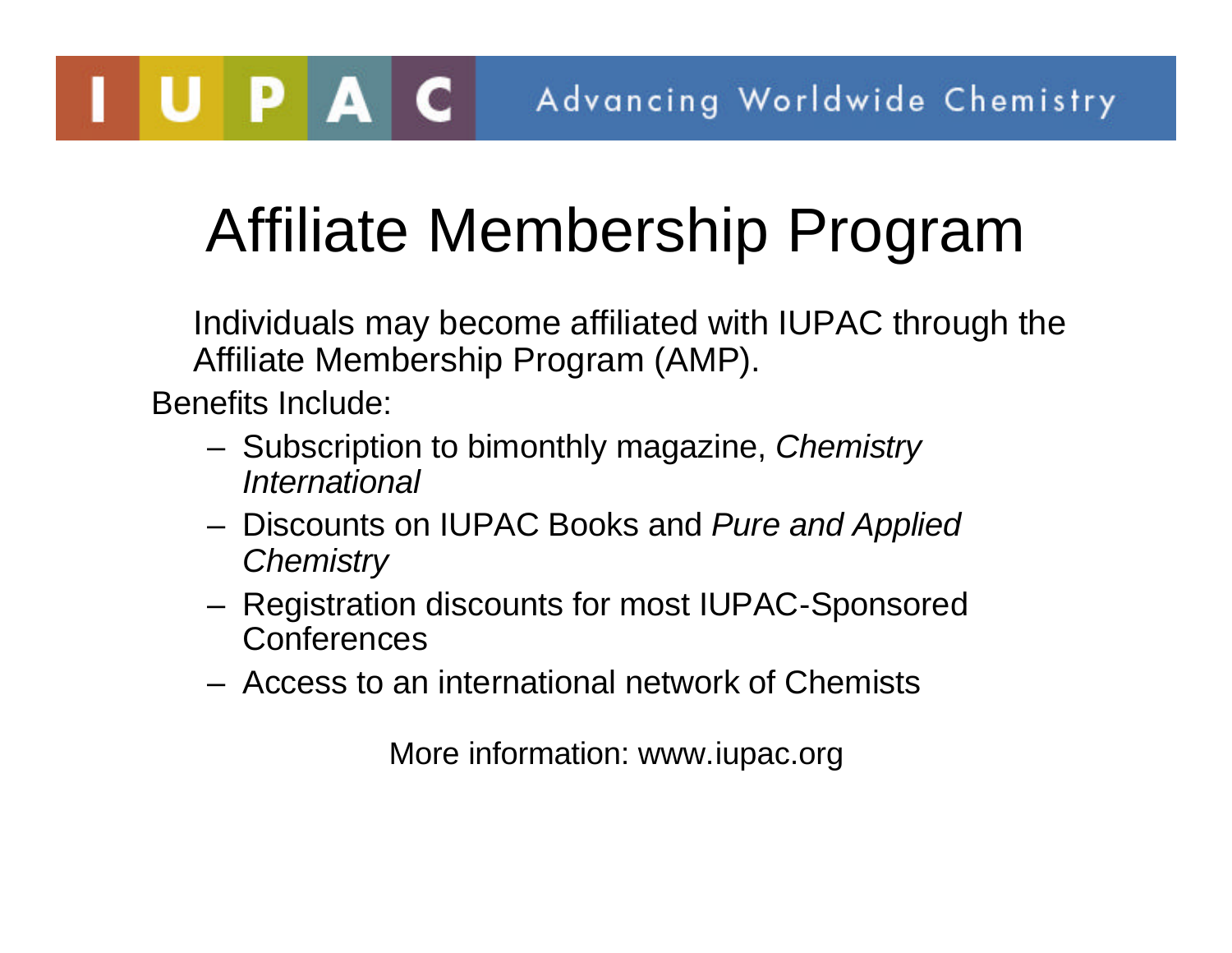IUPAC Advancing Worldwide Chemistry

# Affiliate Membership Program

Individuals may become affiliated with IUPAC through the Affiliate Membership Program (AMP).

Benefits Include:

- Subscription to bimonthly magazine, *Chemistry International*
- Discounts on IUPAC Books and *Pure and Applied Chemistry*
- Registration discounts for most IUPAC-Sponsored Conferences
- Access to an international network of Chemists

More information: www.iupac.org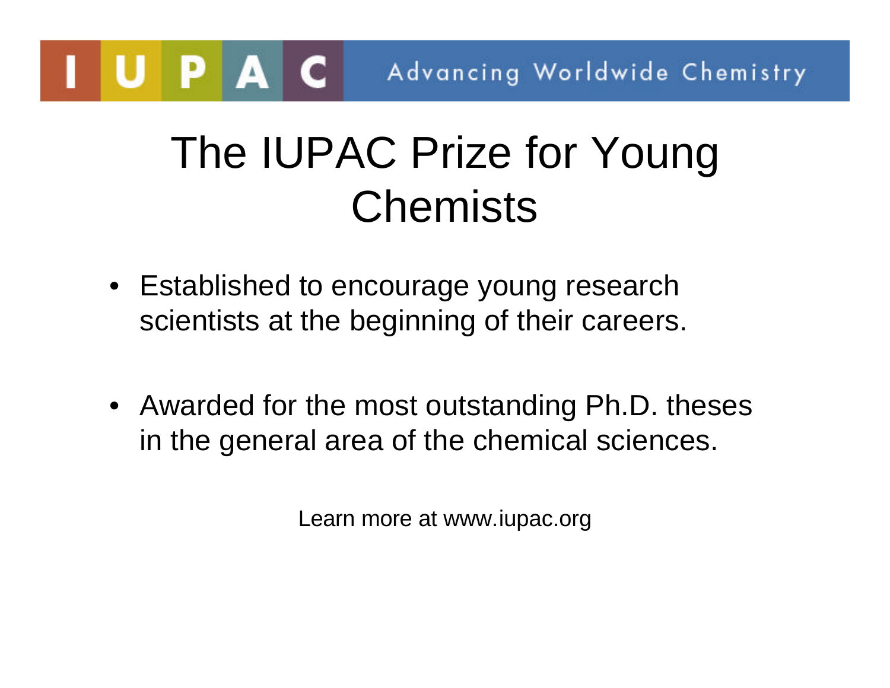IUPAC Advancing Worldwide Chemistry

# The IUPAC Prize for Young Chemists

- Established to encourage young research scientists at the beginning of their careers.
- Awarded for the most outstanding Ph.D. theses in the general area of the chemical sciences.

Learn more at www.iupac.org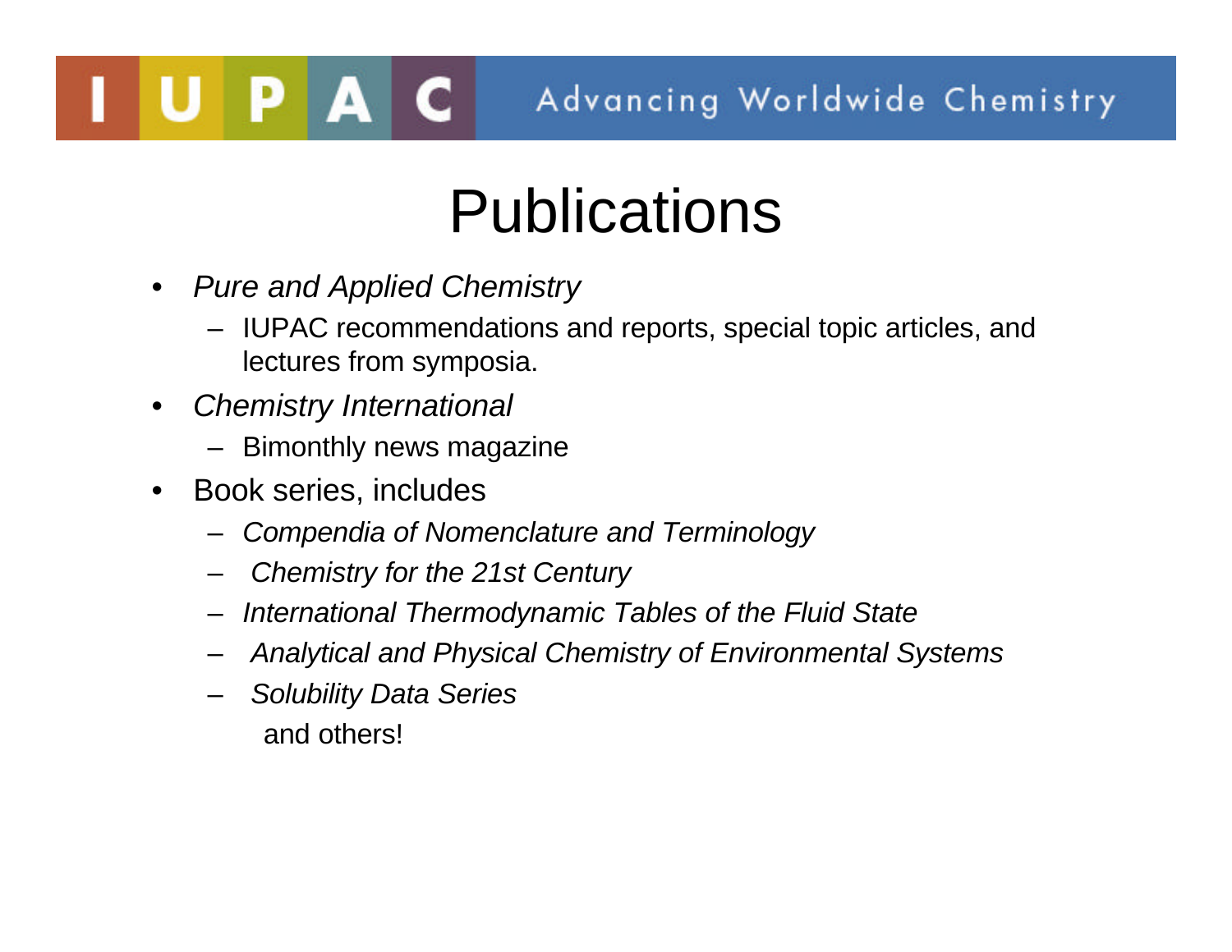# Publications

- *Pure and Applied Chemistry*
  - IUPAC recommendations and reports, special topic articles, and lectures from symposia.
- *Chemistry International*
  - Bimonthly news magazine
- Book series, includes
  - *Compendia of Nomenclature and Terminology*
  - *Chemistry for the 21st Century*
  - *International Thermodynamic Tables of the Fluid State*
  - *Analytical and Physical Chemistry of Environmental Systems*
  - *Solubility Data Series*

    and others!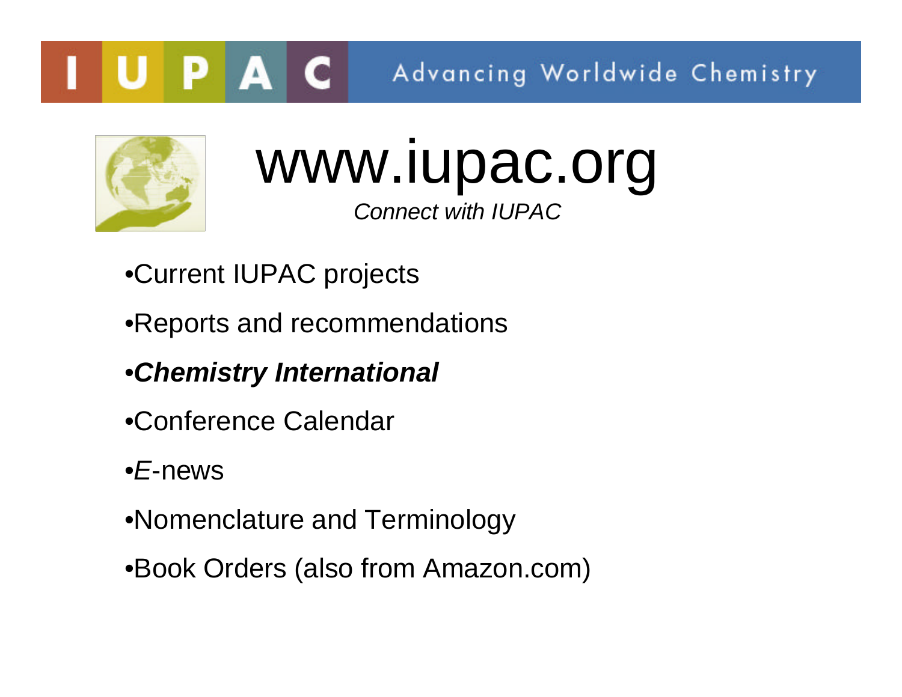IUPAC Advancing Worldwide Chemistry

# www.iupac.org

*Connect with IUPAC*

- Current IUPAC projects
- Reports and recommendations
- ***Chemistry International***
- Conference Calendar
- *E*-news
- Nomenclature and Terminology
- Book Orders (also from Amazon.com)